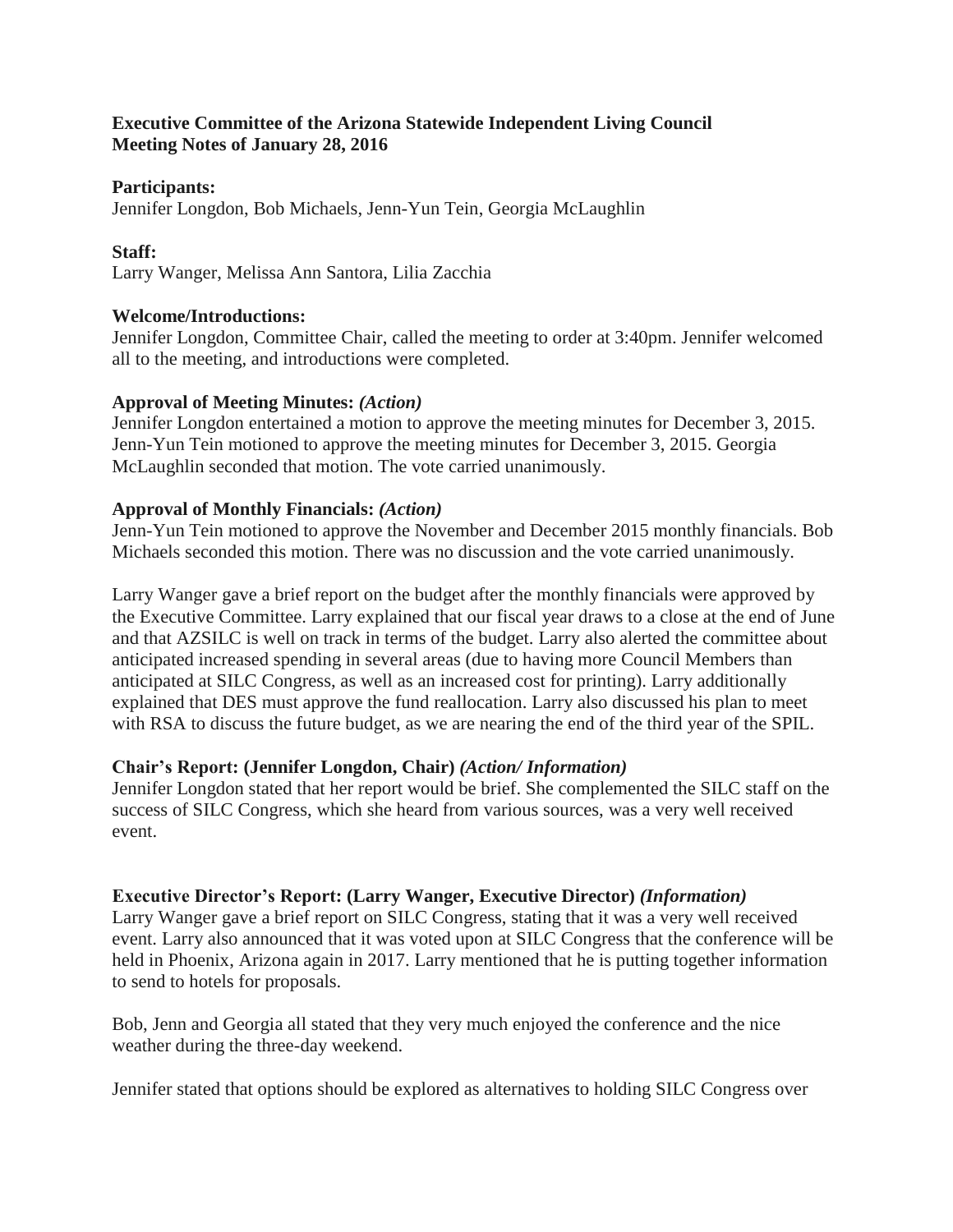**Executive Committee of the Arizona Statewide Independent Living Council**
**Meeting Notes of January 28, 2016**

**Participants:**
Jennifer Longdon, Bob Michaels, Jenn-Yun Tein, Georgia McLaughlin

**Staff:**
Larry Wanger, Melissa Ann Santora, Lilia Zacchia

**Welcome/Introductions:**
Jennifer Longdon, Committee Chair, called the meeting to order at 3:40pm. Jennifer welcomed all to the meeting, and introductions were completed.

**Approval of Meeting Minutes:** ***(Action)***
Jennifer Longdon entertained a motion to approve the meeting minutes for December 3, 2015. Jenn-Yun Tein motioned to approve the meeting minutes for December 3, 2015. Georgia McLaughlin seconded that motion. The vote carried unanimously.

**Approval of Monthly Financials:** ***(Action)***
Jenn-Yun Tein motioned to approve the November and December 2015 monthly financials. Bob Michaels seconded this motion. There was no discussion and the vote carried unanimously.

Larry Wanger gave a brief report on the budget after the monthly financials were approved by the Executive Committee. Larry explained that our fiscal year draws to a close at the end of June and that AZSILC is well on track in terms of the budget. Larry also alerted the committee about anticipated increased spending in several areas (due to having more Council Members than anticipated at SILC Congress, as well as an increased cost for printing). Larry additionally explained that DES must approve the fund reallocation. Larry also discussed his plan to meet with RSA to discuss the future budget, as we are nearing the end of the third year of the SPIL.

**Chair's Report: (Jennifer Longdon, Chair)** ***(Action/ Information)***
Jennifer Longdon stated that her report would be brief. She complemented the SILC staff on the success of SILC Congress, which she heard from various sources, was a very well received event.

**Executive Director's Report: (Larry Wanger, Executive Director)** ***(Information)***
Larry Wanger gave a brief report on SILC Congress, stating that it was a very well received event. Larry also announced that it was voted upon at SILC Congress that the conference will be held in Phoenix, Arizona again in 2017. Larry mentioned that he is putting together information to send to hotels for proposals.

Bob, Jenn and Georgia all stated that they very much enjoyed the conference and the nice weather during the three-day weekend.

Jennifer stated that options should be explored as alternatives to holding SILC Congress over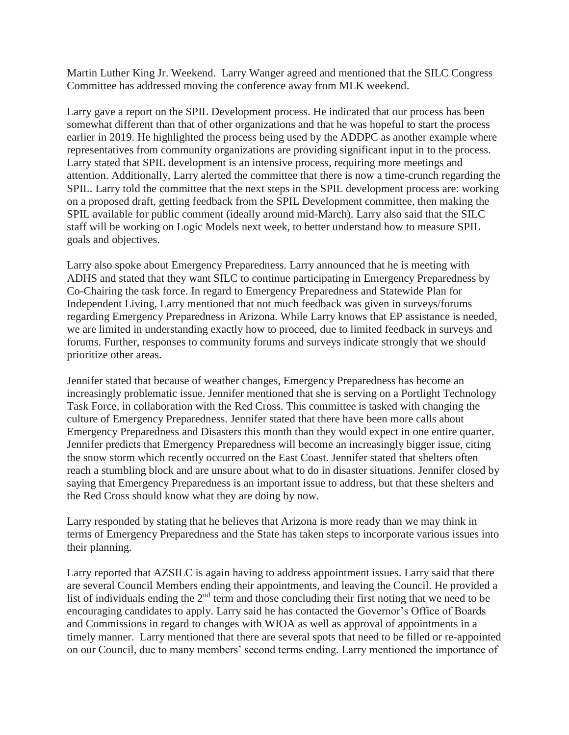Martin Luther King Jr. Weekend. Larry Wanger agreed and mentioned that the SILC Congress Committee has addressed moving the conference away from MLK weekend.

Larry gave a report on the SPIL Development process. He indicated that our process has been somewhat different than that of other organizations and that he was hopeful to start the process earlier in 2019. He highlighted the process being used by the ADDPC as another example where representatives from community organizations are providing significant input in to the process. Larry stated that SPIL development is an intensive process, requiring more meetings and attention. Additionally, Larry alerted the committee that there is now a time-crunch regarding the SPIL. Larry told the committee that the next steps in the SPIL development process are: working on a proposed draft, getting feedback from the SPIL Development committee, then making the SPIL available for public comment (ideally around mid-March). Larry also said that the SILC staff will be working on Logic Models next week, to better understand how to measure SPIL goals and objectives.

Larry also spoke about Emergency Preparedness. Larry announced that he is meeting with ADHS and stated that they want SILC to continue participating in Emergency Preparedness by Co-Chairing the task force. In regard to Emergency Preparedness and Statewide Plan for Independent Living, Larry mentioned that not much feedback was given in surveys/forums regarding Emergency Preparedness in Arizona. While Larry knows that EP assistance is needed, we are limited in understanding exactly how to proceed, due to limited feedback in surveys and forums. Further, responses to community forums and surveys indicate strongly that we should prioritize other areas.

Jennifer stated that because of weather changes, Emergency Preparedness has become an increasingly problematic issue. Jennifer mentioned that she is serving on a Portlight Technology Task Force, in collaboration with the Red Cross. This committee is tasked with changing the culture of Emergency Preparedness. Jennifer stated that there have been more calls about Emergency Preparedness and Disasters this month than they would expect in one entire quarter. Jennifer predicts that Emergency Preparedness will become an increasingly bigger issue, citing the snow storm which recently occurred on the East Coast. Jennifer stated that shelters often reach a stumbling block and are unsure about what to do in disaster situations. Jennifer closed by saying that Emergency Preparedness is an important issue to address, but that these shelters and the Red Cross should know what they are doing by now.

Larry responded by stating that he believes that Arizona is more ready than we may think in terms of Emergency Preparedness and the State has taken steps to incorporate various issues into their planning.

Larry reported that AZSILC is again having to address appointment issues. Larry said that there are several Council Members ending their appointments, and leaving the Council. He provided a list of individuals ending the 2nd term and those concluding their first noting that we need to be encouraging candidates to apply. Larry said he has contacted the Governor's Office of Boards and Commissions in regard to changes with WIOA as well as approval of appointments in a timely manner. Larry mentioned that there are several spots that need to be filled or re-appointed on our Council, due to many members' second terms ending. Larry mentioned the importance of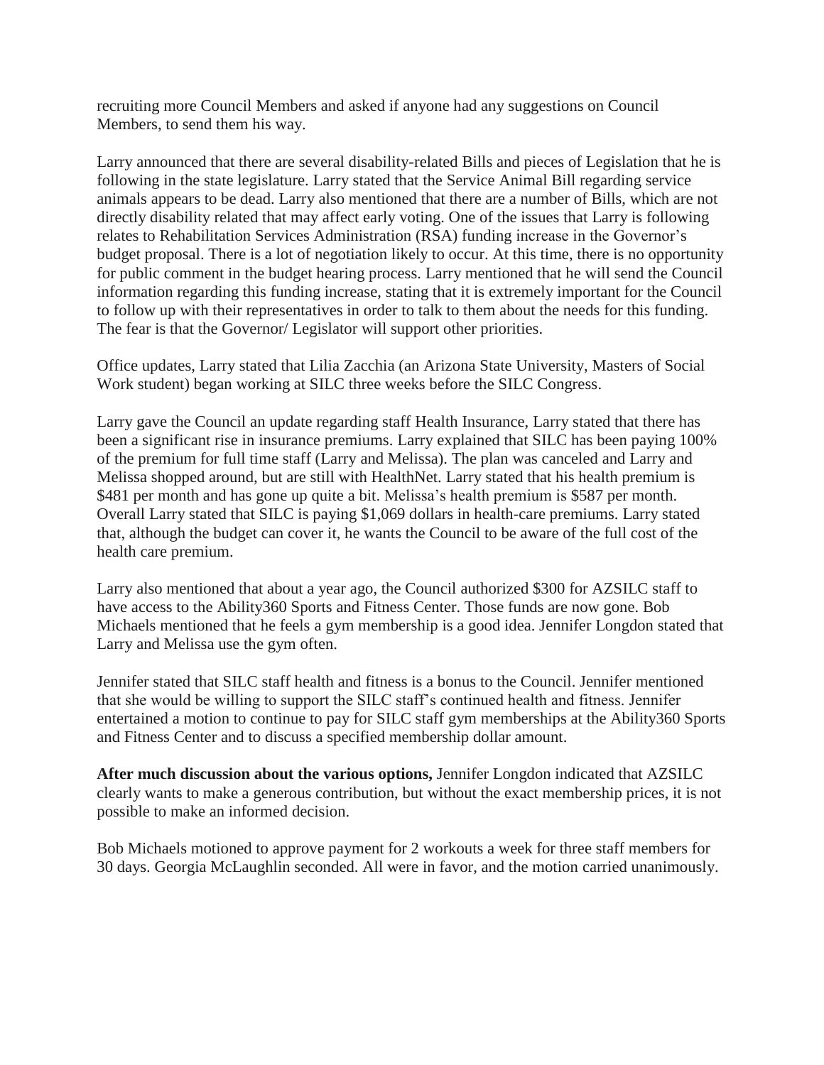recruiting more Council Members and asked if anyone had any suggestions on Council Members, to send them his way.

Larry announced that there are several disability-related Bills and pieces of Legislation that he is following in the state legislature. Larry stated that the Service Animal Bill regarding service animals appears to be dead. Larry also mentioned that there are a number of Bills, which are not directly disability related that may affect early voting. One of the issues that Larry is following relates to Rehabilitation Services Administration (RSA) funding increase in the Governor's budget proposal. There is a lot of negotiation likely to occur. At this time, there is no opportunity for public comment in the budget hearing process. Larry mentioned that he will send the Council information regarding this funding increase, stating that it is extremely important for the Council to follow up with their representatives in order to talk to them about the needs for this funding. The fear is that the Governor/ Legislator will support other priorities.

Office updates, Larry stated that Lilia Zacchia (an Arizona State University, Masters of Social Work student) began working at SILC three weeks before the SILC Congress.

Larry gave the Council an update regarding staff Health Insurance, Larry stated that there has been a significant rise in insurance premiums. Larry explained that SILC has been paying 100% of the premium for full time staff (Larry and Melissa). The plan was canceled and Larry and Melissa shopped around, but are still with HealthNet. Larry stated that his health premium is $481 per month and has gone up quite a bit. Melissa's health premium is $587 per month. Overall Larry stated that SILC is paying $1,069 dollars in health-care premiums. Larry stated that, although the budget can cover it, he wants the Council to be aware of the full cost of the health care premium.

Larry also mentioned that about a year ago, the Council authorized $300 for AZSILC staff to have access to the Ability360 Sports and Fitness Center. Those funds are now gone. Bob Michaels mentioned that he feels a gym membership is a good idea. Jennifer Longdon stated that Larry and Melissa use the gym often.

Jennifer stated that SILC staff health and fitness is a bonus to the Council. Jennifer mentioned that she would be willing to support the SILC staff's continued health and fitness. Jennifer entertained a motion to continue to pay for SILC staff gym memberships at the Ability360 Sports and Fitness Center and to discuss a specified membership dollar amount.

**After much discussion about the various options,** Jennifer Longdon indicated that AZSILC clearly wants to make a generous contribution, but without the exact membership prices, it is not possible to make an informed decision.

Bob Michaels motioned to approve payment for 2 workouts a week for three staff members for 30 days. Georgia McLaughlin seconded. All were in favor, and the motion carried unanimously.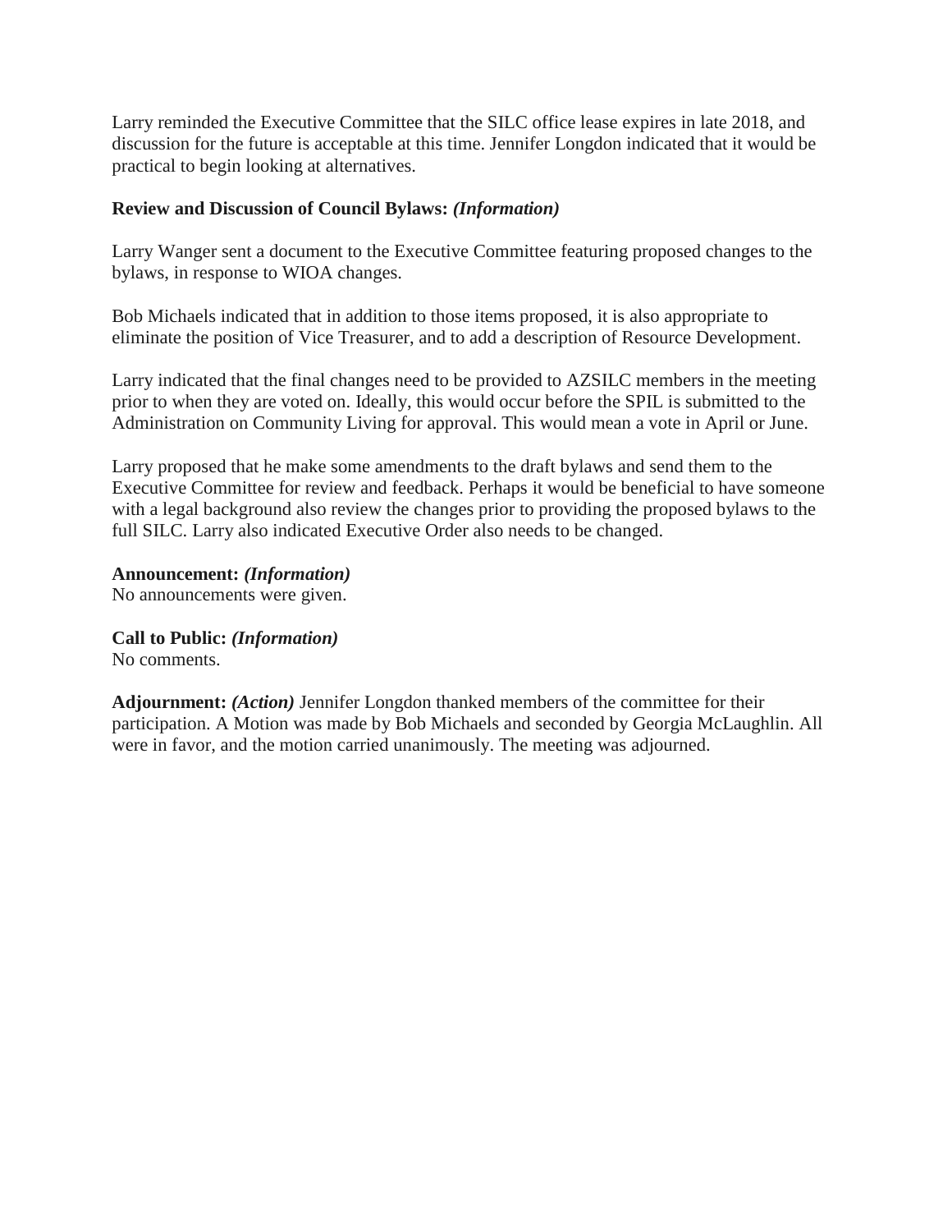Larry reminded the Executive Committee that the SILC office lease expires in late 2018, and discussion for the future is acceptable at this time. Jennifer Longdon indicated that it would be practical to begin looking at alternatives.

**Review and Discussion of Council Bylaws:** ***(Information)***

Larry Wanger sent a document to the Executive Committee featuring proposed changes to the bylaws, in response to WIOA changes.

Bob Michaels indicated that in addition to those items proposed, it is also appropriate to eliminate the position of Vice Treasurer, and to add a description of Resource Development.

Larry indicated that the final changes need to be provided to AZSILC members in the meeting prior to when they are voted on. Ideally, this would occur before the SPIL is submitted to the Administration on Community Living for approval. This would mean a vote in April or June.

Larry proposed that he make some amendments to the draft bylaws and send them to the Executive Committee for review and feedback. Perhaps it would be beneficial to have someone with a legal background also review the changes prior to providing the proposed bylaws to the full SILC. Larry also indicated Executive Order also needs to be changed.

**Announcement:** ***(Information)***
No announcements were given.

**Call to Public:** ***(Information)***
No comments.

**Adjournment:** ***(Action)*** Jennifer Longdon thanked members of the committee for their participation. A Motion was made by Bob Michaels and seconded by Georgia McLaughlin. All were in favor, and the motion carried unanimously. The meeting was adjourned.